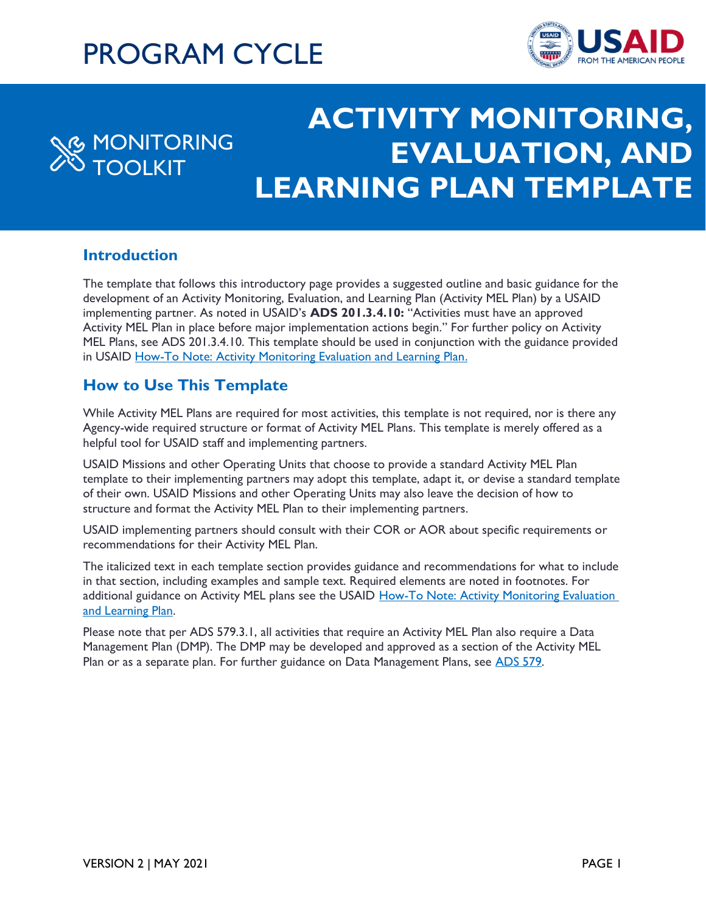# PROGRAM CYCLE

MONITORING TOOLKIT

# ACTIVITY MONITORING, EVALUATION, AND LEARNING PLAN TEMPLATE

## Introduction

The template that follows this introductory page provides a suggested outline and basic guidance for the development of an Activity Monitoring, Evaluation, and Learning Plan (Activity MEL Plan) by a USAID implementing partner. As noted in USAID's **ADS 201.3.4.10:** "Activities must have an approved Activity MEL Plan in place before major implementation actions begin." For further policy on Activity MEL Plans, see ADS 201.3.4.10. This template should be used in conjunction with the guidance provided in USAID [How-To Note: Activity Monitoring Evaluation and Learning Plan.]()

## How to Use This Template

While Activity MEL Plans are required for most activities, this template is not required, nor is there any Agency-wide required structure or format of Activity MEL Plans. This template is merely offered as a helpful tool for USAID staff and implementing partners.

USAID Missions and other Operating Units that choose to provide a standard Activity MEL Plan template to their implementing partners may adopt this template, adapt it, or devise a standard template of their own. USAID Missions and other Operating Units may also leave the decision of how to structure and format the Activity MEL Plan to their implementing partners.

USAID implementing partners should consult with their COR or AOR about specific requirements or recommendations for their Activity MEL Plan.

The italicized text in each template section provides guidance and recommendations for what to include in that section, including examples and sample text. Required elements are noted in footnotes. For additional guidance on Activity MEL plans see the USAID [How-To Note: Activity Monitoring Evaluation and Learning Plan]().

Please note that per ADS 579.3.1, all activities that require an Activity MEL Plan also require a Data Management Plan (DMP). The DMP may be developed and approved as a section of the Activity MEL Plan or as a separate plan. For further guidance on Data Management Plans, see [ADS 579]().

VERSION 2 | MAY 2021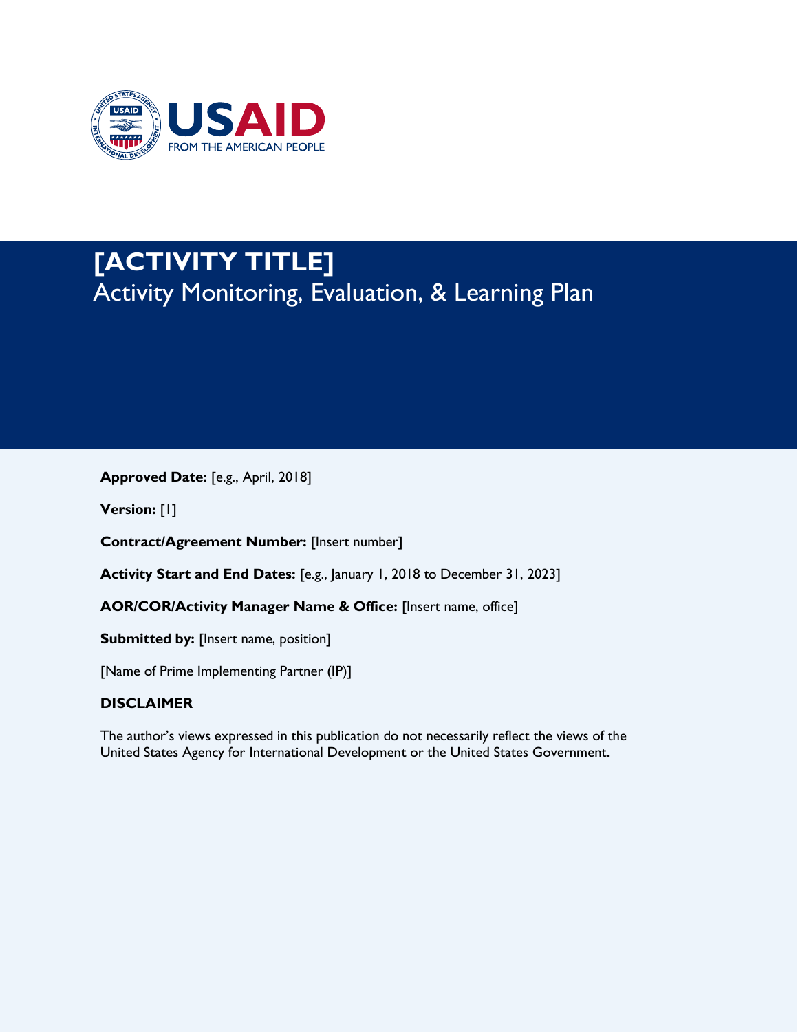USAID
FROM THE AMERICAN PEOPLE

# [ACTIVITY TITLE]

## Activity Monitoring, Evaluation, & Learning Plan

**Approved Date:** [e.g., April, 2018]

**Version:** [1]

**Contract/Agreement Number:** [Insert number]

**Activity Start and End Dates:** [e.g., January 1, 2018 to December 31, 2023]

**AOR/COR/Activity Manager Name & Office:** [Insert name, office]

**Submitted by:** [Insert name, position]

[Name of Prime Implementing Partner (IP)]

**DISCLAIMER**

The author's views expressed in this publication do not necessarily reflect the views of the United States Agency for International Development or the United States Government.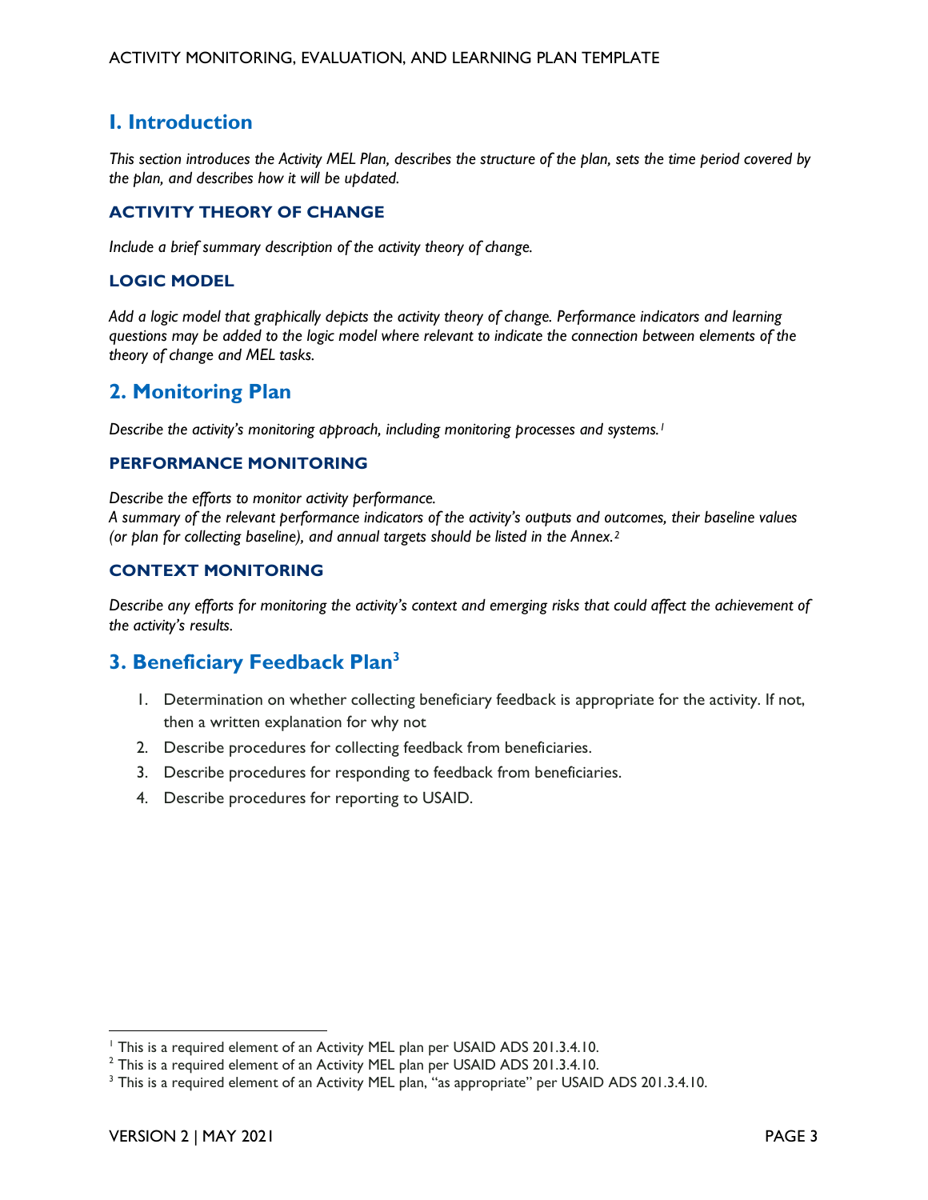# 1. Introduction

*This section introduces the Activity MEL Plan, describes the structure of the plan, sets the time period covered by the plan, and describes how it will be updated.*

### ACTIVITY THEORY OF CHANGE

*Include a brief summary description of the activity theory of change.*

### LOGIC MODEL

*Add a logic model that graphically depicts the activity theory of change. Performance indicators and learning questions may be added to the logic model where relevant to indicate the connection between elements of the theory of change and MEL tasks.*

# 2. Monitoring Plan

*Describe the activity's monitoring approach, including monitoring processes and systems.*[1]

### PERFORMANCE MONITORING

*Describe the efforts to monitor activity performance.*
*A summary of the relevant performance indicators of the activity's outputs and outcomes, their baseline values (or plan for collecting baseline), and annual targets should be listed in the Annex.*[2]

### CONTEXT MONITORING

*Describe any efforts for monitoring the activity's context and emerging risks that could affect the achievement of the activity's results.*

# 3. Beneficiary Feedback Plan[3]

1. Determination on whether collecting beneficiary feedback is appropriate for the activity. If not, then a written explanation for why not
2. Describe procedures for collecting feedback from beneficiaries.
3. Describe procedures for responding to feedback from beneficiaries.
4. Describe procedures for reporting to USAID.

---

[1] This is a required element of an Activity MEL plan per USAID ADS 201.3.4.10.

[2] This is a required element of an Activity MEL plan per USAID ADS 201.3.4.10.

[3] This is a required element of an Activity MEL plan, "as appropriate" per USAID ADS 201.3.4.10.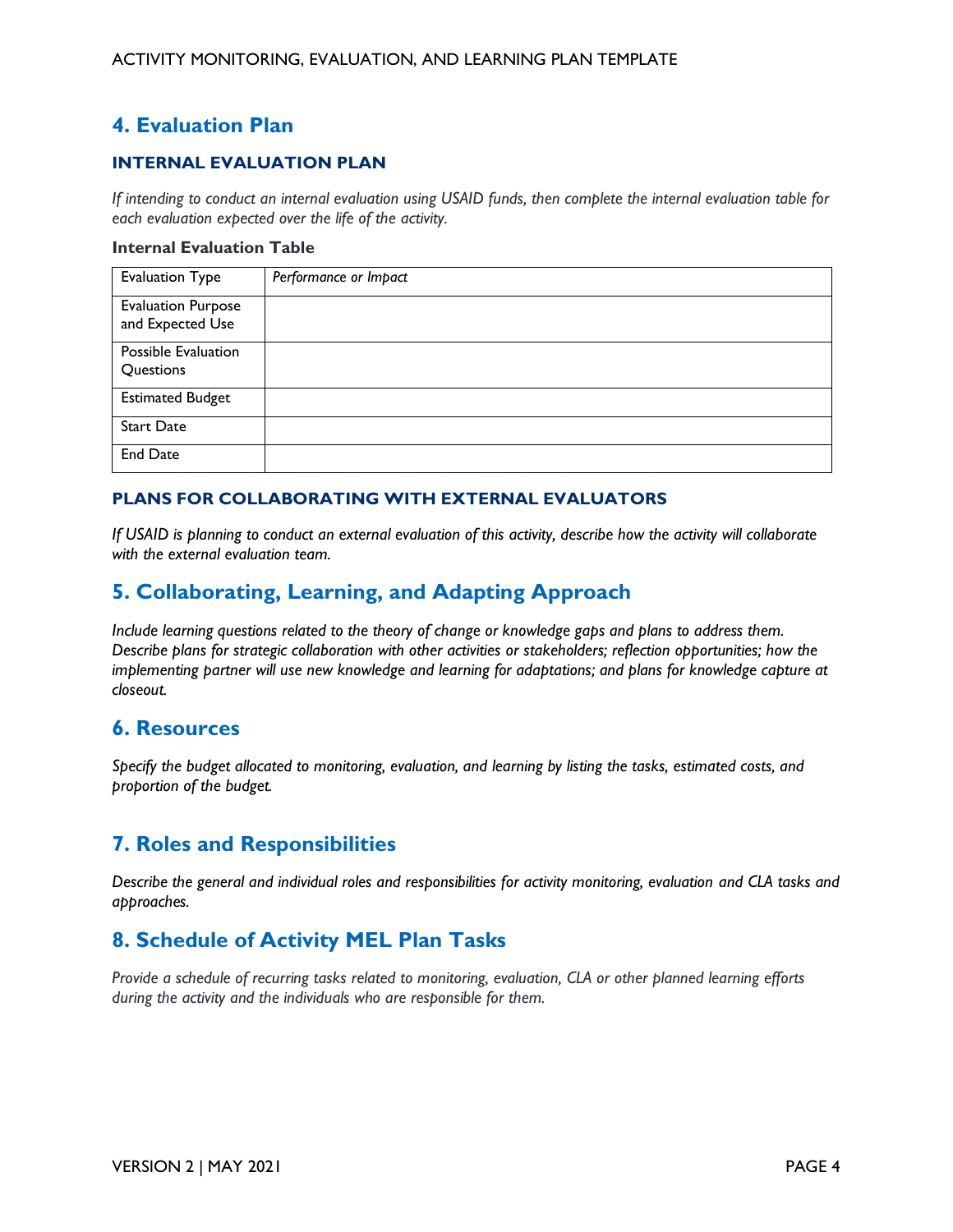## 4. Evaluation Plan

### INTERNAL EVALUATION PLAN

*If intending to conduct an internal evaluation using USAID funds, then complete the internal evaluation table for each evaluation expected over the life of the activity.*

**Internal Evaluation Table**

| Evaluation Type | *Performance or Impact* |
|---|---|
| Evaluation Purpose and Expected Use | |
| Possible Evaluation Questions | |
| Estimated Budget | |
| Start Date | |
| End Date | |

### PLANS FOR COLLABORATING WITH EXTERNAL EVALUATORS

*If USAID is planning to conduct an external evaluation of this activity, describe how the activity will collaborate with the external evaluation team.*

## 5. Collaborating, Learning, and Adapting Approach

*Include learning questions related to the theory of change or knowledge gaps and plans to address them. Describe plans for strategic collaboration with other activities or stakeholders; reflection opportunities; how the implementing partner will use new knowledge and learning for adaptations; and plans for knowledge capture at closeout.*

## 6. Resources

*Specify the budget allocated to monitoring, evaluation, and learning by listing the tasks, estimated costs, and proportion of the budget.*

## 7. Roles and Responsibilities

*Describe the general and individual roles and responsibilities for activity monitoring, evaluation and CLA tasks and approaches.*

## 8. Schedule of Activity MEL Plan Tasks

*Provide a schedule of recurring tasks related to monitoring, evaluation, CLA or other planned learning efforts during the activity and the individuals who are responsible for them.*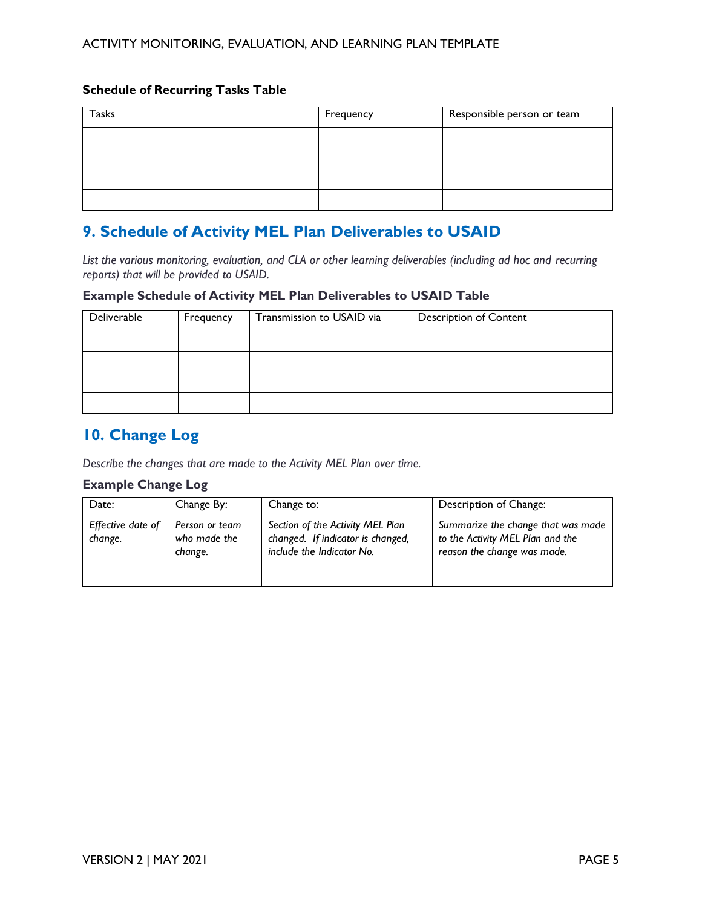**Schedule of Recurring Tasks Table**

| Tasks | Frequency | Responsible person or team |
|---|---|---|
| | | |
| | | |
| | | |
| | | |

## 9. Schedule of Activity MEL Plan Deliverables to USAID

*List the various monitoring, evaluation, and CLA or other learning deliverables (including ad hoc and recurring reports) that will be provided to USAID.*

**Example Schedule of Activity MEL Plan Deliverables to USAID Table**

| Deliverable | Frequency | Transmission to USAID via | Description of Content |
|---|---|---|---|
| | | | |
| | | | |
| | | | |
| | | | |

## 10. Change Log

*Describe the changes that are made to the Activity MEL Plan over time.*

**Example Change Log**

| Date: | Change By: | Change to: | Description of Change: |
|---|---|---|---|
| *Effective date of change.* | *Person or team who made the change.* | *Section of the Activity MEL Plan changed. If indicator is changed, include the Indicator No.* | *Summarize the change that was made to the Activity MEL Plan and the reason the change was made.* |
| | | | |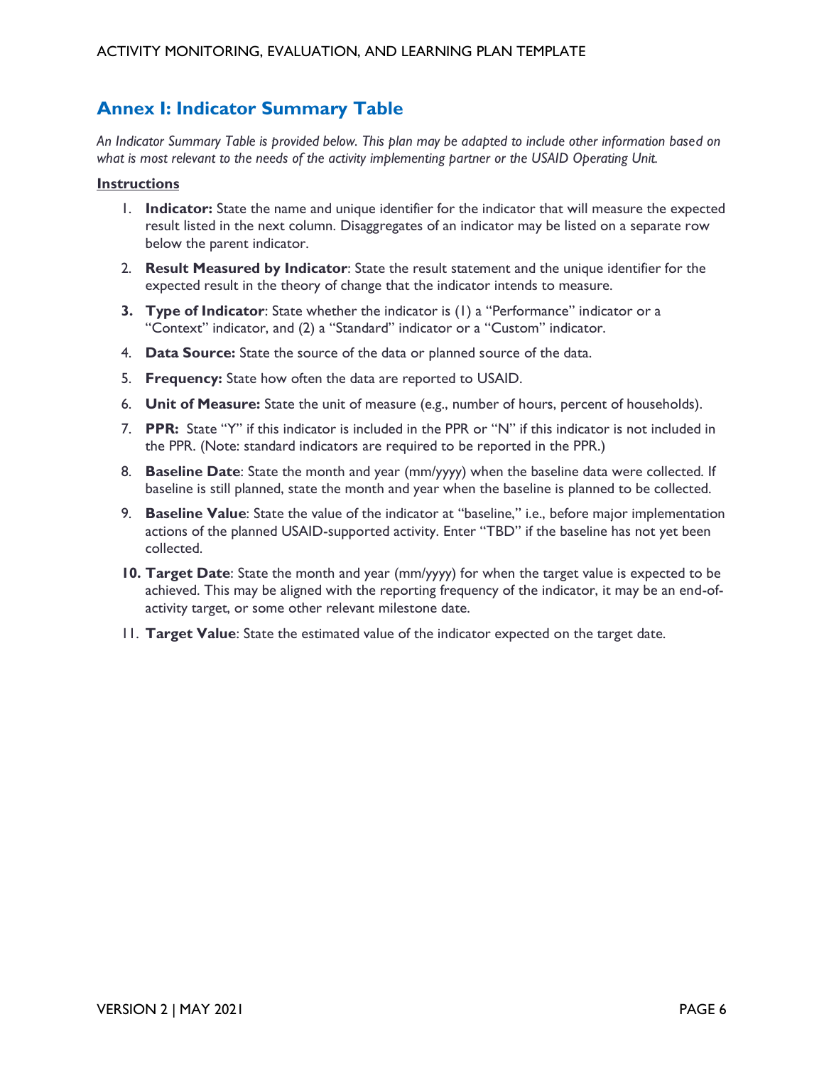## Annex I: Indicator Summary Table

*An Indicator Summary Table is provided below. This plan may be adapted to include other information based on what is most relevant to the needs of the activity implementing partner or the USAID Operating Unit.*

**Instructions**

1. **Indicator:** State the name and unique identifier for the indicator that will measure the expected result listed in the next column. Disaggregates of an indicator may be listed on a separate row below the parent indicator.
2. **Result Measured by Indicator**: State the result statement and the unique identifier for the expected result in the theory of change that the indicator intends to measure.
3. **Type of Indicator**: State whether the indicator is (1) a "Performance" indicator or a "Context" indicator, and (2) a "Standard" indicator or a "Custom" indicator.
4. **Data Source:** State the source of the data or planned source of the data.
5. **Frequency:** State how often the data are reported to USAID.
6. **Unit of Measure:** State the unit of measure (e.g., number of hours, percent of households).
7. **PPR:** State "Y" if this indicator is included in the PPR or "N" if this indicator is not included in the PPR. (Note: standard indicators are required to be reported in the PPR.)
8. **Baseline Date**: State the month and year (mm/yyyy) when the baseline data were collected. If baseline is still planned, state the month and year when the baseline is planned to be collected.
9. **Baseline Value**: State the value of the indicator at "baseline," i.e., before major implementation actions of the planned USAID-supported activity. Enter "TBD" if the baseline has not yet been collected.
10. **Target Date**: State the month and year (mm/yyyy) for when the target value is expected to be achieved. This may be aligned with the reporting frequency of the indicator, it may be an end-of-activity target, or some other relevant milestone date.
11. **Target Value**: State the estimated value of the indicator expected on the target date.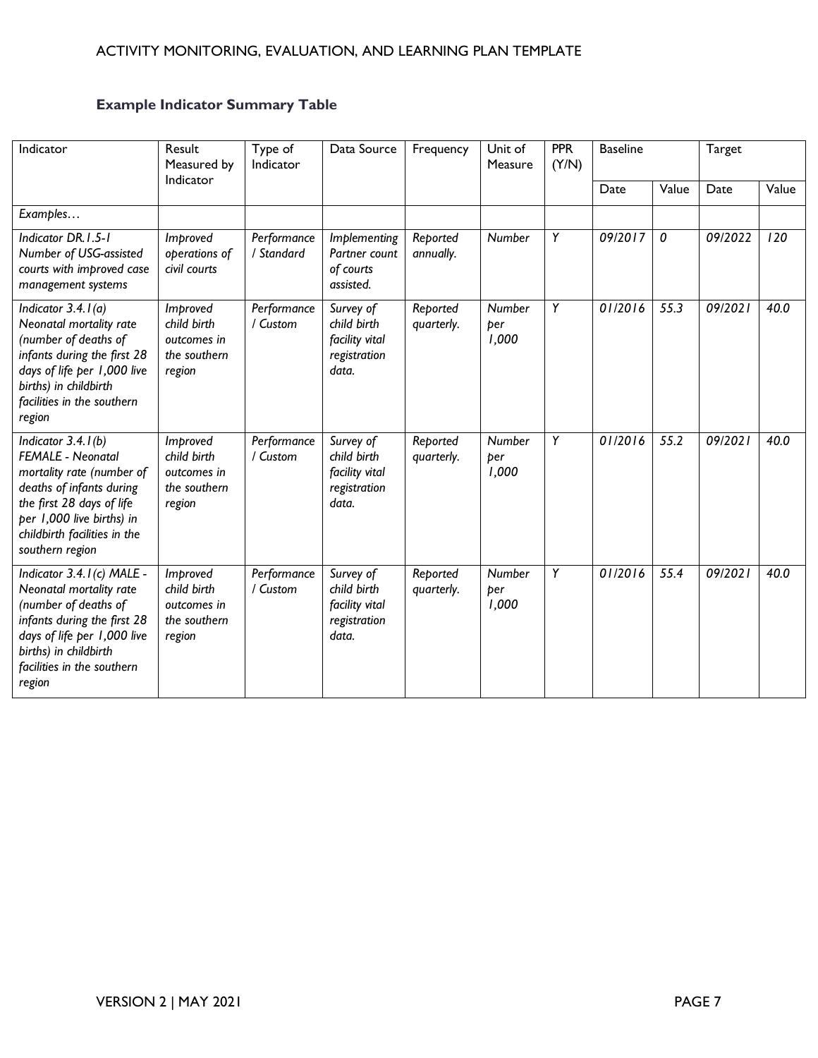### Example Indicator Summary Table

| Indicator | Result Measured by Indicator | Type of Indicator | Data Source | Frequency | Unit of Measure | PPR (Y/N) | Baseline | | Target | |
|---|---|---|---|---|---|---|---|---|---|---|
| | | | | | | | Date | Value | Date | Value |
| *Examples…* | | | | | | | | | | |
| *Indicator DR.1.5-1 Number of USG-assisted courts with improved case management systems* | *Improved operations of civil courts* | *Performance / Standard* | *Implementing Partner count of courts assisted.* | *Reported annually.* | *Number* | *Y* | *09/2017* | *0* | *09/2022* | *120* |
| *Indicator 3.4.1(a) Neonatal mortality rate (number of deaths of infants during the first 28 days of life per 1,000 live births) in childbirth facilities in the southern region* | *Improved child birth outcomes in the southern region* | *Performance / Custom* | *Survey of child birth facility vital registration data.* | *Reported quarterly.* | *Number per 1,000* | *Y* | *01/2016* | *55.3* | *09/2021* | *40.0* |
| *Indicator 3.4.1(b) FEMALE - Neonatal mortality rate (number of deaths of infants during the first 28 days of life per 1,000 live births) in childbirth facilities in the southern region* | *Improved child birth outcomes in the southern region* | *Performance / Custom* | *Survey of child birth facility vital registration data.* | *Reported quarterly.* | *Number per 1,000* | *Y* | *01/2016* | *55.2* | *09/2021* | *40.0* |
| *Indicator 3.4.1(c) MALE - Neonatal mortality rate (number of deaths of infants during the first 28 days of life per 1,000 live births) in childbirth facilities in the southern region* | *Improved child birth outcomes in the southern region* | *Performance / Custom* | *Survey of child birth facility vital registration data.* | *Reported quarterly.* | *Number per 1,000* | *Y* | *01/2016* | *55.4* | *09/2021* | *40.0* |